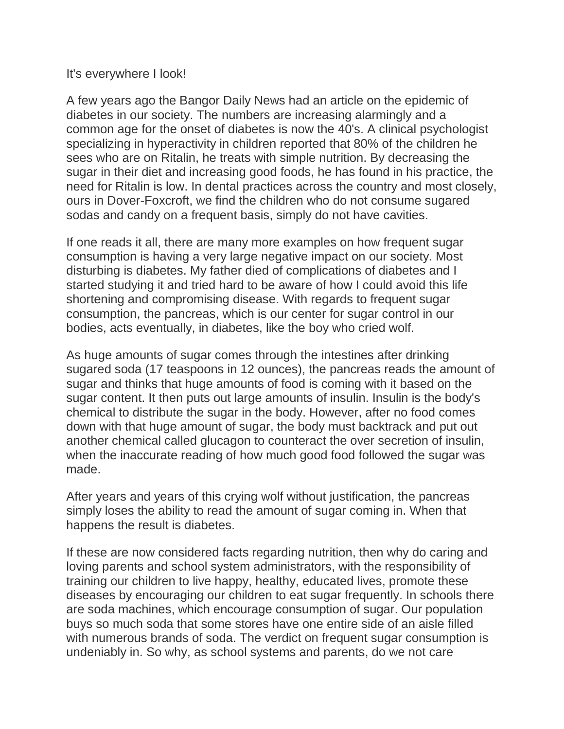It's everywhere I look!

A few years ago the Bangor Daily News had an article on the epidemic of diabetes in our society. The numbers are increasing alarmingly and a common age for the onset of diabetes is now the 40's. A clinical psychologist specializing in hyperactivity in children reported that 80% of the children he sees who are on Ritalin, he treats with simple nutrition. By decreasing the sugar in their diet and increasing good foods, he has found in his practice, the need for Ritalin is low. In dental practices across the country and most closely, ours in Dover-Foxcroft, we find the children who do not consume sugared sodas and candy on a frequent basis, simply do not have cavities.

If one reads it all, there are many more examples on how frequent sugar consumption is having a very large negative impact on our society. Most disturbing is diabetes. My father died of complications of diabetes and I started studying it and tried hard to be aware of how I could avoid this life shortening and compromising disease. With regards to frequent sugar consumption, the pancreas, which is our center for sugar control in our bodies, acts eventually, in diabetes, like the boy who cried wolf.

As huge amounts of sugar comes through the intestines after drinking sugared soda (17 teaspoons in 12 ounces), the pancreas reads the amount of sugar and thinks that huge amounts of food is coming with it based on the sugar content. It then puts out large amounts of insulin. Insulin is the body's chemical to distribute the sugar in the body. However, after no food comes down with that huge amount of sugar, the body must backtrack and put out another chemical called glucagon to counteract the over secretion of insulin, when the inaccurate reading of how much good food followed the sugar was made.

After years and years of this crying wolf without justification, the pancreas simply loses the ability to read the amount of sugar coming in. When that happens the result is diabetes.

If these are now considered facts regarding nutrition, then why do caring and loving parents and school system administrators, with the responsibility of training our children to live happy, healthy, educated lives, promote these diseases by encouraging our children to eat sugar frequently. In schools there are soda machines, which encourage consumption of sugar. Our population buys so much soda that some stores have one entire side of an aisle filled with numerous brands of soda. The verdict on frequent sugar consumption is undeniably in. So why, as school systems and parents, do we not care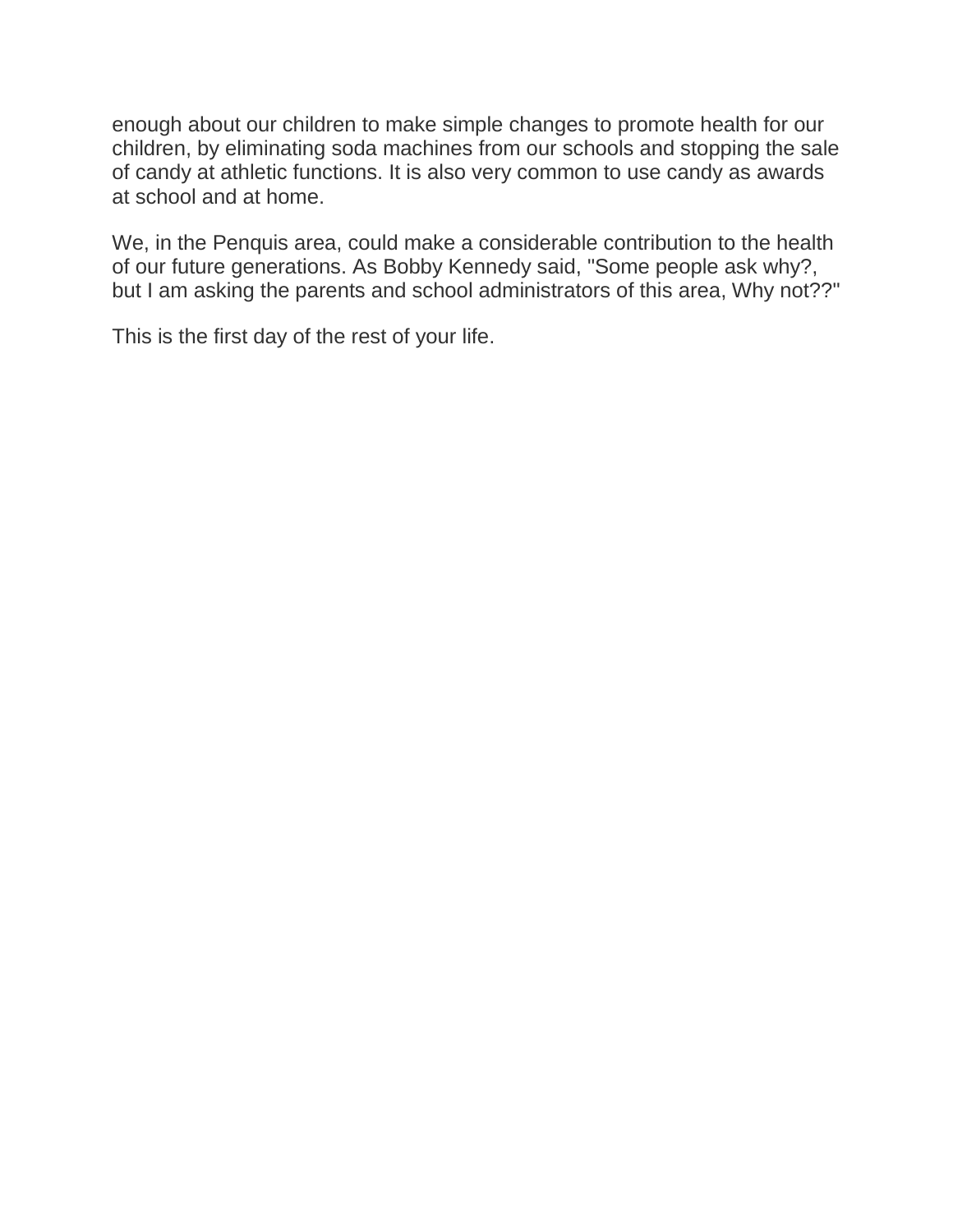enough about our children to make simple changes to promote health for our children, by eliminating soda machines from our schools and stopping the sale of candy at athletic functions. It is also very common to use candy as awards at school and at home.

We, in the Penquis area, could make a considerable contribution to the health of our future generations. As Bobby Kennedy said, "Some people ask why?, but I am asking the parents and school administrators of this area, Why not??"

This is the first day of the rest of your life.